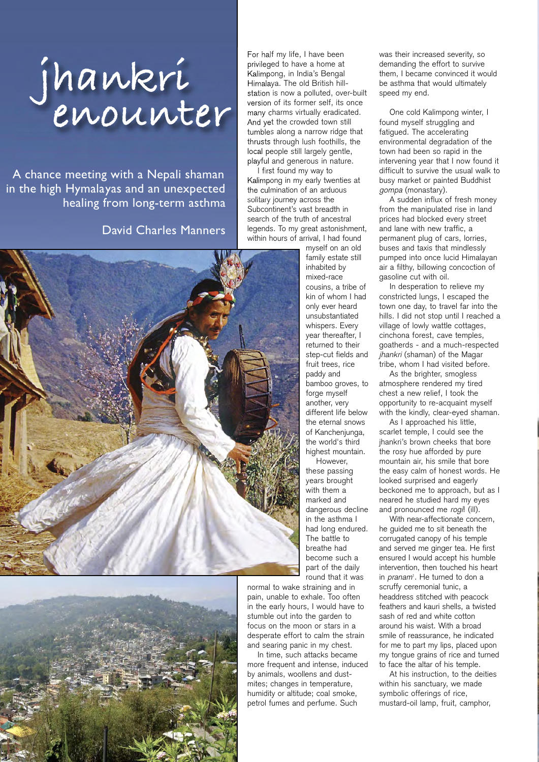# jhankri enounter

A chance meeting with a Nepali shaman in the high Hymalayas and an unexpected healing from long-term asthma

David Charles Manners

For half my life, I have been privileged to have a home at Kalimpong, in India's Bengal Himalaya. The old British hill-station is now a polluted, over-built version of its former self, its once many charms virtually eradicated. And yet the crowded town still tumbles along a narrow ridge that thrusts through lush foothills, the local people still largely gentle, playful and generous in nature.

I first found my way to Kalimpong in my early twenties at the culmination of an arduous solitary journey across the Subcontinent's vast breadth in search of the truth of ancestral legends. To my great astonishment, within hours of arrival, I had found myself on an old family estate still inhabited by mixed-race cousins, a tribe of kin of whom I had only ever heard unsubstantiated whispers. Every year thereafter, I returned to their step-cut fields and fruit trees, rice paddy and bamboo groves, to forge myself another, very different life below the eternal snows of Kanchenjunga, the world's third highest mountain.

However, these passing years brought with them a marked and dangerous decline in the asthma I had long endured. The battle to breathe had become such a part of the daily round that it was normal to wake straining and in pain, unable to exhale. Too often in the early hours, I would have to stumble out into the garden to focus on the moon or stars in a desperate effort to calm the strain and searing panic in my chest.

In time, such attacks became more frequent and intense, induced by animals, woollens and dust-mites; changes in temperature, humidity or altitude; coal smoke, petrol fumes and perfume. Such was their increased severity, so demanding the effort to survive them, I became convinced it would be asthma that would ultimately speed my end.

One cold Kalimpong winter, I found myself struggling and fatigued. The accelerating environmental degradation of the town had been so rapid in the intervening year that I now found it difficult to survive the usual walk to busy market or painted Buddhist *gompa* (monastery).

A sudden influx of fresh money from the manipulated rise in land prices had blocked every street and lane with new traffic, a permanent plug of cars, lorries, buses and taxis that mindlessly pumped into once lucid Himalayan air a filthy, billowing concoction of gasoline cut with oil.

In desperation to relieve my constricted lungs, I escaped the town one day, to travel far into the hills. I did not stop until I reached a village of lowly wattle cottages, cinchona forest, cave temples, goatherds - and a much-respected *jhankri* (shaman) of the Magar tribe, whom I had visited before.

As the brighter, smogless atmosphere rendered my tired chest a new relief, I took the opportunity to re-acquaint myself with the kindly, clear-eyed shaman.

As I approached his little, scarlet temple, I could see the jhankri's brown cheeks that bore the rosy hue afforded by pure mountain air, his smile that bore the easy calm of honest words. He looked surprised and eagerly beckoned me to approach, but as I neared he studied hard my eyes and pronounced me *rogi*! (ill).

With near-affectionate concern, he guided me to sit beneath the corrugated canopy of his temple and served me ginger tea. He first ensured I would accept his humble intervention, then touched his heart in *pranam*[1]. He turned to don a scruffy ceremonial tunic, a headdress stitched with peacock feathers and kauri shells, a twisted sash of red and white cotton around his waist. With a broad smile of reassurance, he indicated for me to part my lips, placed upon my tongue grains of rice and turned to face the altar of his temple.

At his instruction, to the deities within his sanctuary, we made symbolic offerings of rice, mustard-oil lamp, fruit, camphor,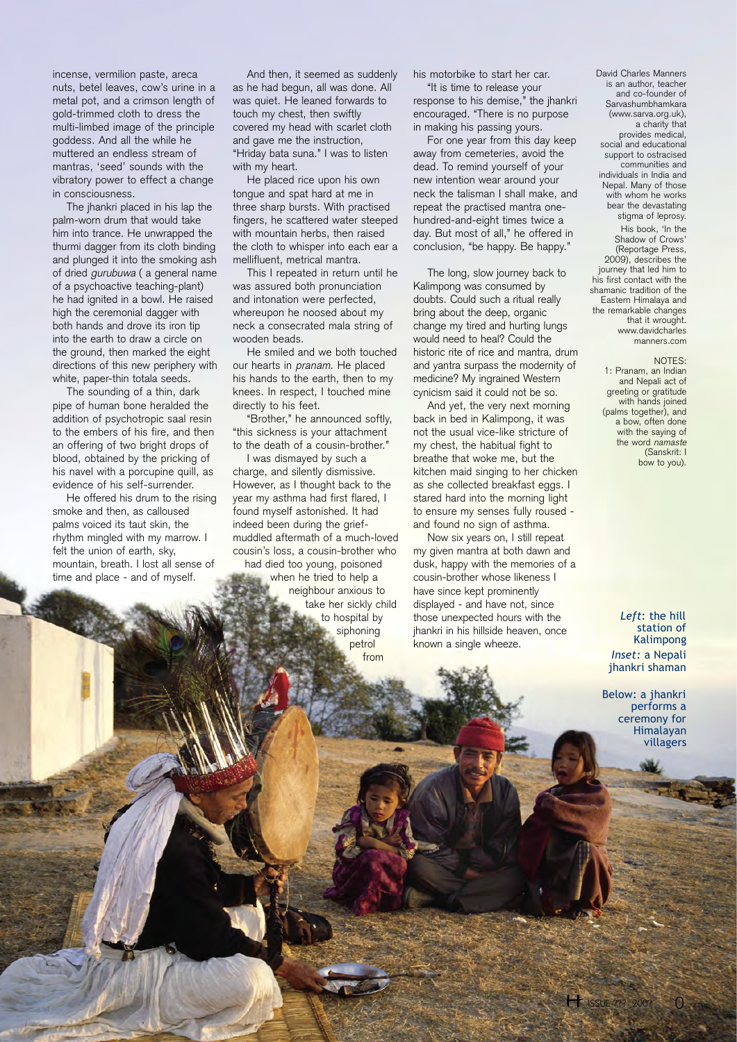incense, vermilion paste, areca nuts, betel leaves, cow's urine in a metal pot, and a crimson length of gold-trimmed cloth to dress the multi-limbed image of the principle goddess. And all the while he muttered an endless stream of mantras, 'seed' sounds with the vibratory power to effect a change in consciousness.

The jhankri placed in his lap the palm-worn drum that would take him into trance. He unwrapped the thurmi dagger from its cloth binding and plunged it into the smoking ash of dried *gurubuwa* ( a general name of a psychoactive teaching-plant) he had ignited in a bowl. He raised high the ceremonial dagger with both hands and drove its iron tip into the earth to draw a circle on the ground, then marked the eight directions of this new periphery with white, paper-thin totala seeds.

The sounding of a thin, dark pipe of human bone heralded the addition of psychotropic saal resin to the embers of his fire, and then an offering of two bright drops of blood, obtained by the pricking of his navel with a porcupine quill, as evidence of his self-surrender.

He offered his drum to the rising smoke and then, as calloused palms voiced its taut skin, the rhythm mingled with my marrow. I felt the union of earth, sky, mountain, breath. I lost all sense of time and place - and of myself.

And then, it seemed as suddenly as he had begun, all was done. All was quiet. He leaned forwards to touch my chest, then swiftly covered my head with scarlet cloth and gave me the instruction, "Hriday bata suna." I was to listen with my heart.

He placed rice upon his own tongue and spat hard at me in three sharp bursts. With practised fingers, he scattered water steeped with mountain herbs, then raised the cloth to whisper into each ear a mellifluent, metrical mantra.

This I repeated in return until he was assured both pronunciation and intonation were perfected, whereupon he noosed about my neck a consecrated mala string of wooden beads.

He smiled and we both touched our hearts in *pranam*. He placed his hands to the earth, then to my knees. In respect, I touched mine directly to his feet.

"Brother," he announced softly, "this sickness is your attachment to the death of a cousin-brother."

I was dismayed by such a charge, and silently dismissive. However, as I thought back to the year my asthma had first flared, I found myself astonished. It had indeed been during the grief-muddled aftermath of a much-loved cousin's loss, a cousin-brother who had died too young, poisoned when he tried to help a neighbour anxious to take her sickly child to hospital by siphoning petrol from his motorbike to start her car.

"It is time to release your response to his demise," the jhankri encouraged. "There is no purpose in making his passing yours.

For one year from this day keep away from cemeteries, avoid the dead. To remind yourself of your new intention wear around your neck the talisman I shall make, and repeat the practised mantra one-hundred-and-eight times twice a day. But most of all," he offered in conclusion, "be happy. Be happy."

The long, slow journey back to Kalimpong was consumed by doubts. Could such a ritual really bring about the deep, organic change my tired and hurting lungs would need to heal? Could the historic rite of rice and mantra, drum and yantra surpass the modernity of medicine? My ingrained Western cynicism said it could not be so.

And yet, the very next morning back in bed in Kalimpong, it was not the usual vice-like stricture of my chest, the habitual fight to breathe that woke me, but the kitchen maid singing to her chicken as she collected breakfast eggs. I stared hard into the morning light to ensure my senses fully roused - and found no sign of asthma.

Now six years on, I still repeat my given mantra at both dawn and dusk, happy with the memories of a cousin-brother whose likeness I have since kept prominently displayed - and have not, since those unexpected hours with the jhankri in his hillside heaven, once known a single wheeze.

David Charles Manners is an author, teacher and co-founder of Sarvashumbhamkara (www.sarva.org.uk), a charity that provides medical, social and educational support to ostracised communities and individuals in India and Nepal. Many of those with whom he works bear the devastating stigma of leprosy.

His book, 'In the Shadow of Crows' (Reportage Press, 2009), describes the journey that led him to his first contact with the shamanic tradition of the Eastern Himalaya and the remarkable changes that it wrought. www.davidcharlesmanners.com

NOTES:
1: Pranam, an Indian and Nepali act of greeting or gratitude with hands joined (palms together), and a bow, often done with the saying of the word *namaste* (Sanskrit: I bow to you).

*Left*: the hill station of Kalimpong
*Inset:* a Nepali jhankri shaman

Below: a jhankri performs a ceremony for Himalayan villagers